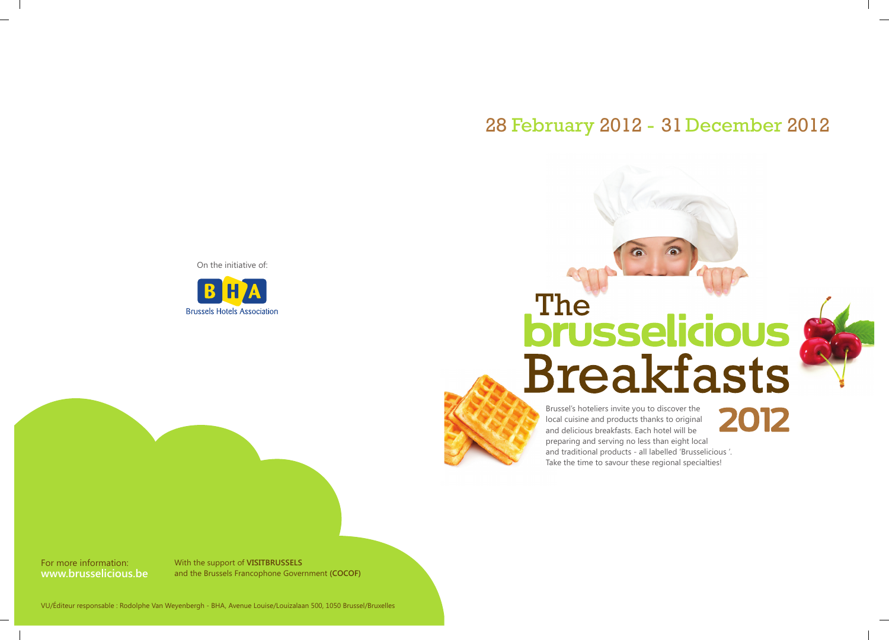28 February 2012 - 31 December 2012

# The brusselicious Breakfasts 2012

Brussel's hoteliers invite you to discover the local cuisine and products thanks to original and delicious breakfasts. Each hotel will be preparing and serving no less than eight local and traditional products - all labelled 'Brusselicious '. Take the time to savour these regional specialties!

On the initiative of:

BHA
Brussels Hotels Association

For more information:
**www.brusselicious.be**

With the support of **VISITBRUSSELS** and the Brussels Francophone Government **(COCOF)**

VU/Éditeur responsable : Rodolphe Van Weyenbergh - BHA, Avenue Louise/Louizalaan 500, 1050 Brussel/Bruxelles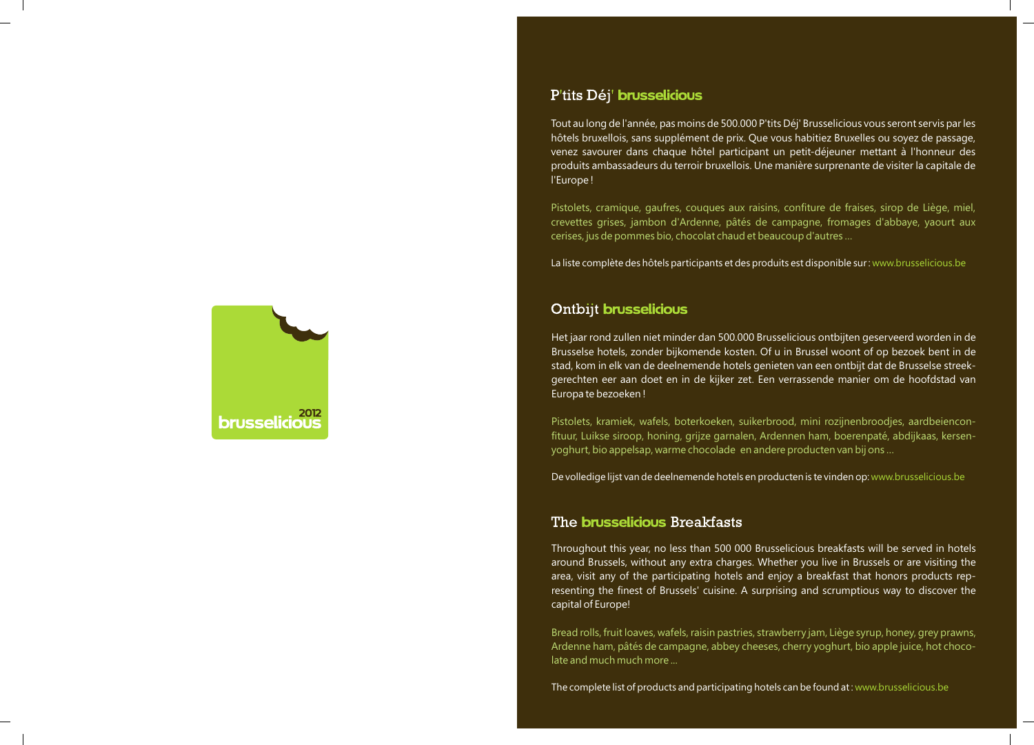2012
brusselicious

## P'tits Déj' brusselicious

Tout au long de l'année, pas moins de 500.000 P'tits Déj' Brusselicious vous seront servis par les hôtels bruxellois, sans supplément de prix. Que vous habitiez Bruxelles ou soyez de passage, venez savourer dans chaque hôtel participant un petit-déjeuner mettant à l'honneur des produits ambassadeurs du terroir bruxellois. Une manière surprenante de visiter la capitale de l'Europe !

Pistolets, cramique, gaufres, couques aux raisins, confiture de fraises, sirop de Liège, miel, crevettes grises, jambon d'Ardenne, pâtés de campagne, fromages d'abbaye, yaourt aux cerises, jus de pommes bio, chocolat chaud et beaucoup d'autres ...

La liste complète des hôtels participants et des produits est disponible sur : www.brusselicious.be

## Ontbijt brusselicious

Het jaar rond zullen niet minder dan 500.000 Brusselicious ontbijten geserveerd worden in de Brusselse hotels, zonder bijkomende kosten. Of u in Brussel woont of op bezoek bent in de stad, kom in elk van de deelnemende hotels genieten van een ontbijt dat de Brusselse streekgerechten eer aan doet en in de kijker zet. Een verrassende manier om de hoofdstad van Europa te bezoeken !

Pistolets, kramiek, wafels, boterkoeken, suikerbrood, mini rozijnenbroodjes, aardbeienconfituur, Luikse siroop, honing, grijze garnalen, Ardennen ham, boerenpaté, abdijkaas, kersenyoghurt, bio appelsap, warme chocolade en andere producten van bij ons ...

De volledige lijst van de deelnemende hotels en producten is te vinden op: www.brusselicious.be

## The brusselicious Breakfasts

Throughout this year, no less than 500 000 Brusselicious breakfasts will be served in hotels around Brussels, without any extra charges. Whether you live in Brussels or are visiting the area, visit any of the participating hotels and enjoy a breakfast that honors products representing the finest of Brussels' cuisine. A surprising and scrumptious way to discover the capital of Europe!

Bread rolls, fruit loaves, wafels, raisin pastries, strawberry jam, Liège syrup, honey, grey prawns, Ardenne ham, pâtés de campagne, abbey cheeses, cherry yoghurt, bio apple juice, hot chocolate and much much more ...

The complete list of products and participating hotels can be found at : www.brusselicious.be